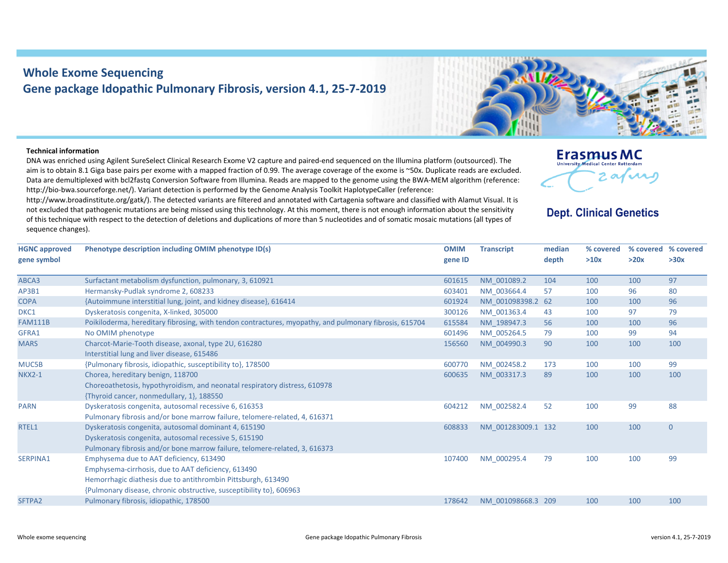# Whole Exome Sequencing

## Gene package Idopathic Pulmonary Fibrosis, version 4.1, 25-7-2019

Erasmus MC
University Medical Center Rotterdam

**Dept. Clinical Genetics**

**Technical information**

DNA was enriched using Agilent SureSelect Clinical Research Exome V2 capture and paired-end sequenced on the Illumina platform (outsourced). The aim is to obtain 8.1 Giga base pairs per exome with a mapped fraction of 0.99. The average coverage of the exome is ~50x. Duplicate reads are excluded. Data are demultiplexed with bcl2fastq Conversion Software from Illumina. Reads are mapped to the genome using the BWA-MEM algorithm (reference: http://bio-bwa.sourceforge.net/). Variant detection is performed by the Genome Analysis Toolkit HaplotypeCaller (reference: http://www.broadinstitute.org/gatk/). The detected variants are filtered and annotated with Cartagenia software and classified with Alamut Visual. It is not excluded that pathogenic mutations are being missed using this technology. At this moment, there is not enough information about the sensitivity of this technique with respect to the detection of deletions and duplications of more than 5 nucleotides and of somatic mosaic mutations (all types of sequence changes).

| HGNC approved gene symbol | Phenotype description including OMIM phenotype ID(s) | OMIM gene ID | Transcript | median depth | % covered >10x | % covered >20x | % covered >30x |
|---|---|---|---|---|---|---|---|
| ABCA3 | Surfactant metabolism dysfunction, pulmonary, 3, 610921 | 601615 | NM_001089.2 | 104 | 100 | 100 | 97 |
| AP3B1 | Hermansky-Pudlak syndrome 2, 608233 | 603401 | NM_003664.4 | 57 | 100 | 96 | 80 |
| COPA | {Autoimmune interstitial lung, joint, and kidney disease}, 616414 | 601924 | NM_001098398.2 | 62 | 100 | 100 | 96 |
| DKC1 | Dyskeratosis congenita, X-linked, 305000 | 300126 | NM_001363.4 | 43 | 100 | 97 | 79 |
| FAM111B | Poikiloderma, hereditary fibrosing, with tendon contractures, myopathy, and pulmonary fibrosis, 615704 | 615584 | NM_198947.3 | 56 | 100 | 100 | 96 |
| GFRA1 | No OMIM phenotype | 601496 | NM_005264.5 | 79 | 100 | 99 | 94 |
| MARS | Charcot-Marie-Tooth disease, axonal, type 2U, 616280<br>Interstitial lung and liver disease, 615486 | 156560 | NM_004990.3 | 90 | 100 | 100 | 100 |
| MUC5B | {Pulmonary fibrosis, idiopathic, susceptibility to}, 178500 | 600770 | NM_002458.2 | 173 | 100 | 100 | 99 |
| NKX2-1 | Chorea, hereditary benign, 118700<br>Choreoathetosis, hypothyroidism, and neonatal respiratory distress, 610978<br>{Thyroid cancer, nonmedullary, 1}, 188550 | 600635 | NM_003317.3 | 89 | 100 | 100 | 100 |
| PARN | Dyskeratosis congenita, autosomal recessive 6, 616353<br>Pulmonary fibrosis and/or bone marrow failure, telomere-related, 4, 616371 | 604212 | NM_002582.4 | 52 | 100 | 99 | 88 |
| RTEL1 | Dyskeratosis congenita, autosomal dominant 4, 615190<br>Dyskeratosis congenita, autosomal recessive 5, 615190<br>Pulmonary fibrosis and/or bone marrow failure, telomere-related, 3, 616373 | 608833 | NM_001283009.1 | 132 | 100 | 100 | 0 |
| SERPINA1 | Emphysema due to AAT deficiency, 613490<br>Emphysema-cirrhosis, due to AAT deficiency, 613490<br>Hemorrhagic diathesis due to antithrombin Pittsburgh, 613490<br>{Pulmonary disease, chronic obstructive, susceptibility to}, 606963 | 107400 | NM_000295.4 | 79 | 100 | 100 | 99 |
| SFTPA2 | Pulmonary fibrosis, idiopathic, 178500 | 178642 | NM_001098668.3 | 209 | 100 | 100 | 100 |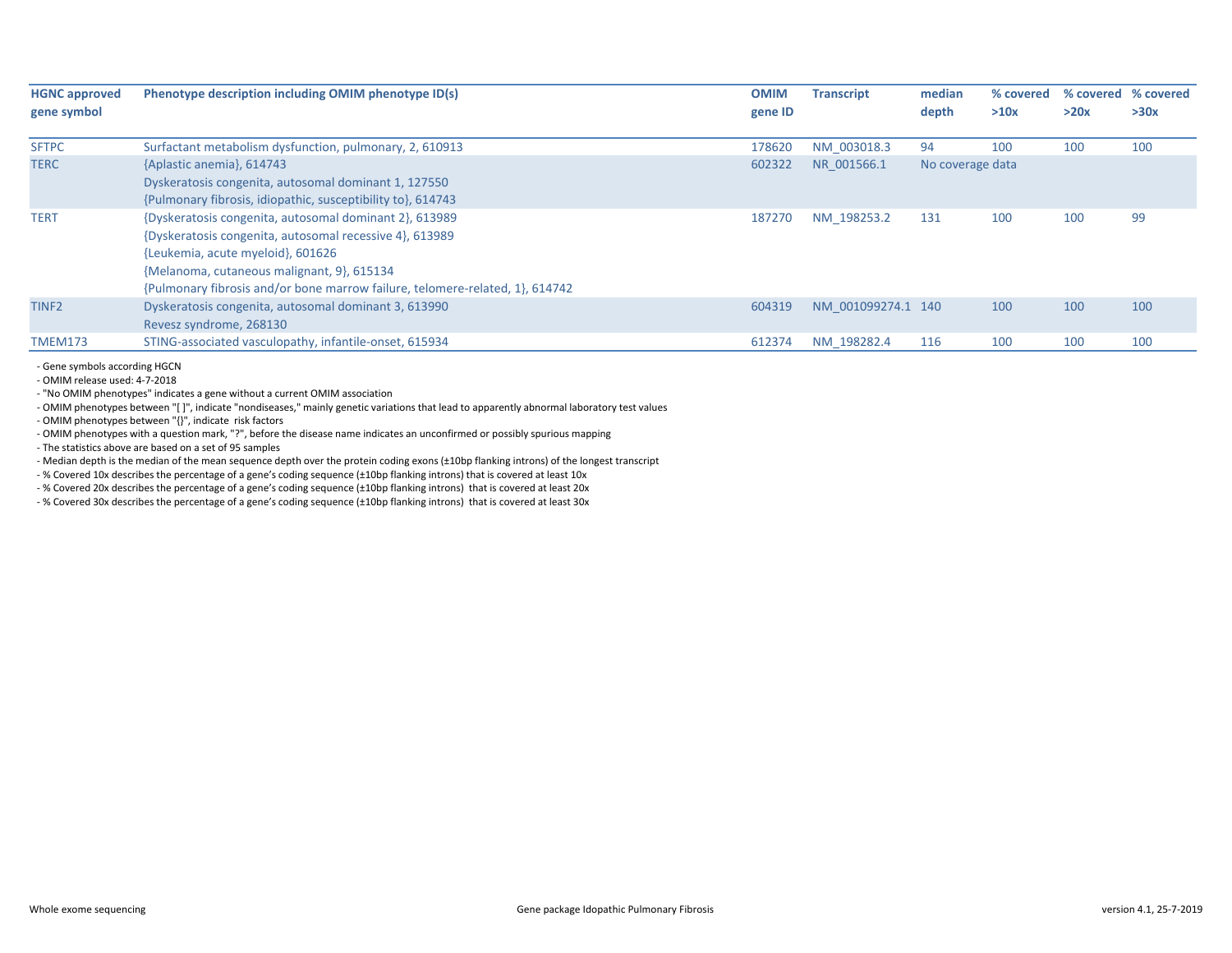| HGNC approved gene symbol | Phenotype description including OMIM phenotype ID(s) | OMIM gene ID | Transcript | median depth | % covered >10x | % covered >20x | % covered >30x |
|---|---|---|---|---|---|---|---|
| SFTPC | Surfactant metabolism dysfunction, pulmonary, 2, 610913 | 178620 | NM_003018.3 | 94 | 100 | 100 | 100 |
| TERC | {Aplastic anemia}, 614743<br>Dyskeratosis congenita, autosomal dominant 1, 127550<br>{Pulmonary fibrosis, idiopathic, susceptibility to}, 614743 | 602322 | NR_001566.1 | No coverage data | | | |
| TERT | {Dyskeratosis congenita, autosomal dominant 2}, 613989<br>{Dyskeratosis congenita, autosomal recessive 4}, 613989<br>{Leukemia, acute myeloid}, 601626<br>{Melanoma, cutaneous malignant, 9}, 615134<br>{Pulmonary fibrosis and/or bone marrow failure, telomere-related, 1}, 614742 | 187270 | NM_198253.2 | 131 | 100 | 100 | 99 |
| TINF2 | Dyskeratosis congenita, autosomal dominant 3, 613990<br>Revesz syndrome, 268130 | 604319 | NM_001099274.1 | 140 | 100 | 100 | 100 |
| TMEM173 | STING-associated vasculopathy, infantile-onset, 615934 | 612374 | NM_198282.4 | 116 | 100 | 100 | 100 |

- Gene symbols according HGCN
- OMIM release used: 4-7-2018
- "No OMIM phenotypes" indicates a gene without a current OMIM association
- OMIM phenotypes between "[ ]", indicate "nondiseases," mainly genetic variations that lead to apparently abnormal laboratory test values
- OMIM phenotypes between "{}", indicate risk factors
- OMIM phenotypes with a question mark, "?", before the disease name indicates an unconfirmed or possibly spurious mapping
- The statistics above are based on a set of 95 samples
- Median depth is the median of the mean sequence depth over the protein coding exons (±10bp flanking introns) of the longest transcript
- % Covered 10x describes the percentage of a gene's coding sequence (±10bp flanking introns) that is covered at least 10x
- % Covered 20x describes the percentage of a gene's coding sequence (±10bp flanking introns) that is covered at least 20x
- % Covered 30x describes the percentage of a gene's coding sequence (±10bp flanking introns) that is covered at least 30x